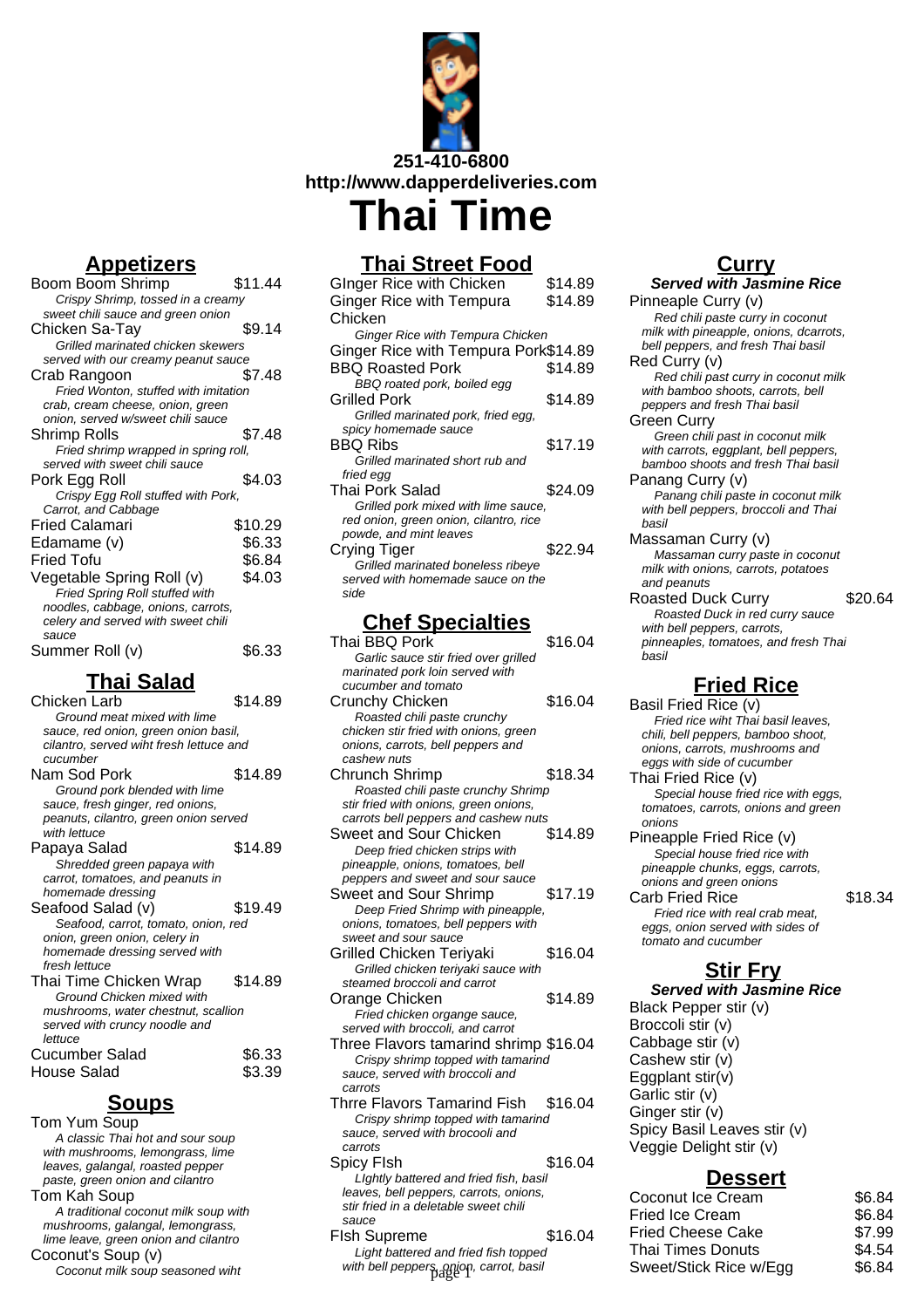251-410-6800

http://www.dapperdeliveries.com

# Thai Time

## Appetizers

**Boom Boom Shrimp** $11.44
*Crispy Shrimp, tossed in a creamy sweet chili sauce and green onion*

**Chicken Sa-Tay** $9.14
*Grilled marinated chicken skewers served with our creamy peanut sauce*

**Crab Rangoon** $7.48
*Fried Wonton, stuffed with imitation crab, cream cheese, onion, green onion, served w/sweet chili sauce*

**Shrimp Rolls** $7.48
*Fried shrimp wrapped in spring roll, served with sweet chili sauce*

**Pork Egg Roll** $4.03
*Crispy Egg Roll stuffed with Pork, Carrot, and Cabbage*

**Fried Calamari** $10.29

**Edamame (v)** $6.33

**Fried Tofu** $6.84

**Vegetable Spring Roll (v)** $4.03
*Fried Spring Roll stuffed with noodles, cabbage, onions, carrots, celery and served with sweet chili sauce*

**Summer Roll (v)** $6.33

## Thai Salad

**Chicken Larb** $14.89
*Ground meat mixed with lime sauce, red onion, green onion basil, cilantro, served wiht fresh lettuce and cucumber*

**Nam Sod Pork** $14.89
*Ground pork blended with lime sauce, fresh ginger, red onions, peanuts, cilantro, green onion served with lettuce*

**Papaya Salad** $14.89
*Shredded green papaya with carrot, tomatoes, and peanuts in homemade dressing*

**Seafood Salad (v)** $19.49
*Seafood, carrot, tomato, onion, red onion, green onion, celery in homemade dressing served with fresh lettuce*

**Thai Time Chicken Wrap** $14.89
*Ground Chicken mixed with mushrooms, water chestnut, scallion served with cruncy noodle and lettuce*

**Cucumber Salad** $6.33

**House Salad** $3.39

## Soups

**Tom Yum Soup**
*A classic Thai hot and sour soup with mushrooms, lemongrass, lime leaves, galangal, roasted pepper paste, green onion and cilantro*

**Tom Kah Soup**
*A traditional coconut milk soup with mushrooms, galangal, lemongrass, lime leave, green onion and cilantro*

**Coconut's Soup (v)**
*Coconut milk soup seasoned wiht*

## Thai Street Food

**GInger Rice with Chicken** $14.89

**Ginger Rice with Tempura Chicken** $14.89
*Ginger Rice with Tempura Chicken*

**Ginger Rice with Tempura Pork** $14.89

**BBQ Roasted Pork** $14.89
*BBQ roated pork, boiled egg*

**Grilled Pork** $14.89
*Grilled marinated pork, fried egg, spicy homemade sauce*

**BBQ Ribs** $17.19
*Grilled marinated short rub and fried egg*

**Thai Pork Salad** $24.09
*Grilled pork mixed with lime sauce, red onion, green onion, cilantro, rice powde, and mint leaves*

**Crying Tiger** $22.94
*Grilled marinated boneless ribeye served with homemade sauce on the side*

## Chef Specialties

**Thai BBQ Pork** $16.04
*Garlic sauce stir fried over grilled marinated pork loin served with cucumber and tomato*

**Crunchy Chicken** $16.04
*Roasted chili paste crunchy chicken stir fried with onions, green onions, carrots, bell peppers and cashew nuts*

**Chrunch Shrimp** $18.34
*Roasted chili paste crunchy Shrimp stir fried with onions, green onions, carrots bell peppers and cashew nuts*

**Sweet and Sour Chicken** $14.89
*Deep fried chicken strips with pineapple, onions, tomatoes, bell peppers and sweet and sour sauce*

**Sweet and Sour Shrimp** $17.19
*Deep Fried Shrimp with pineapple, onions, tomatoes, bell peppers with sweet and sour sauce*

**Grilled Chicken Teriyaki** $16.04
*Grilled chicken teriyaki sauce with steamed broccoli and carrot*

**Orange Chicken** $14.89
*Fried chicken organge sauce, served with broccoli, and carrot*

**Three Flavors tamarind shrimp** $16.04
*Crispy shrimp topped with tamarind sauce, served with broccoli and carrots*

**Thrre Flavors Tamarind Fish** $16.04
*Crispy shrimp topped with tamarind sauce, served with brocooli and carrots*

**Spicy FIsh** $16.04
*LIghtly battered and fried fish, basil leaves, bell peppers, carrots, onions, stir fried in a deletable sweet chili sauce*

**FIsh Supreme** $16.04
*Light battered and fried fish topped with bell peppers, onion, carrot, basil*

## Curry

**Served with Jasmine Rice**

**Pinneaple Curry (v)**
*Red chili paste curry in coconut milk with pineapple, onions, dcarrots, bell peppers, and fresh Thai basil*

**Red Curry (v)**
*Red chili past curry in coconut milk with bamboo shoots, carrots, bell peppers and fresh Thai basil*

**Green Curry**
*Green chili past in coconut milk with carrots, eggplant, bell peppers, bamboo shoots and fresh Thai basil*

**Panang Curry (v)**
*Panang chili paste in coconut milk with bell peppers, broccoli and Thai basil*

**Massaman Curry (v)**
*Massaman curry paste in coconut milk with onions, carrots, potatoes and peanuts*

**Roasted Duck Curry** $20.64
*Roasted Duck in red curry sauce with bell peppers, carrots, pinneaples, tomatoes, and fresh Thai basil*

## Fried Rice

**Basil Fried Rice (v)**
*Fried rice wiht Thai basil leaves, chili, bell peppers, bamboo shoot, onions, carrots, mushrooms and eggs with side of cucumber*

**Thai Fried Rice (v)**
*Special house fried rice with eggs, tomatoes, carrots, onions and green onions*

**Pineapple Fried Rice (v)**
*Special house fried rice with pineapple chunks, eggs, carrots, onions and green onions*

**Carb Fried Rice** $18.34
*Fried rice with real crab meat, eggs, onion served with sides of tomato and cucumber*

## Stir Fry

**Served with Jasmine Rice**

- Black Pepper stir (v)
- Broccoli stir (v)
- Cabbage stir (v)
- Cashew stir (v)
- Eggplant stir(v)
- Garlic stir (v)
- Ginger stir (v)
- Spicy Basil Leaves stir (v)
- Veggie Delight stir (v)

## Dessert

| Item | Price |
|---|---|
| Coconut Ice Cream | $6.84 |
| Fried Ice Cream | $6.84 |
| Fried Cheese Cake | $7.99 |
| Thai Times Donuts | $4.54 |
| Sweet/Stick Rice w/Egg | $6.84 |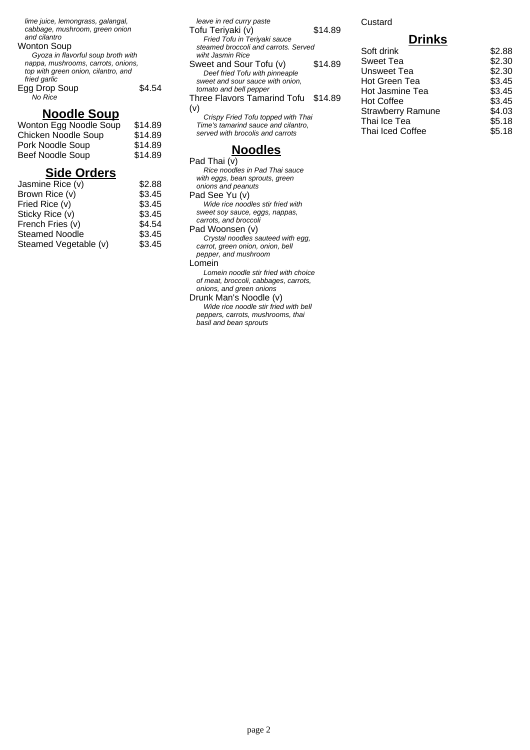*lime juice, lemongrass, galangal, cabbage, mushroom, green onion and cilantro*

Wonton Soup

*Gyoza in flavorful soup broth with nappa, mushrooms, carrots, onions, top with green onion, cilantro, and fried garlic*

Egg Drop Soup $4.54

*No Rice*

## Noodle Soup

| | |
|---|---|
| Wonton Egg Noodle Soup | $14.89 |
| Chicken Noodle Soup | $14.89 |
| Pork Noodle Soup | $14.89 |
| Beef Noodle Soup | $14.89 |

## Side Orders

| | |
|---|---|
| Jasmine Rice (v) | $2.88 |
| Brown Rice (v) | $3.45 |
| Fried Rice (v) | $3.45 |
| Sticky Rice (v) | $3.45 |
| French Fries (v) | $4.54 |
| Steamed Noodle | $3.45 |
| Steamed Vegetable (v) | $3.45 |

*leave in red curry paste*

Tofu Teriyaki (v) $14.89

*Fried Tofu in Teriyaki sauce steamed broccoli and carrots. Served wiht Jasmin Rice*

Sweet and Sour Tofu (v) $14.89

*Deef fried Tofu with pinneaple sweet and sour sauce with onion, tomato and bell pepper*

Three Flavors Tamarind Tofu (v) $14.89

*Crispy Fried Tofu topped with Thai Time's tamarind sauce and cilantro, served with brocolis and carrots*

## Noodles

Pad Thai (v)

*Rice noodles in Pad Thai sauce with eggs, bean sprouts, green onions and peanuts*

Pad See Yu (v)

*Wide rice noodles stir fried with sweet soy sauce, eggs, nappas, carrots, and broccoli*

Pad Woonsen (v)

*Crystal noodles sauteed with egg, carrot, green onion, onion, bell pepper, and mushroom*

Lomein

*Lomein noodle stir fried with choice of meat, broccoli, cabbages, carrots, onions, and green onions*

Drunk Man's Noodle (v)

*Wide rice noodle stir fried with bell peppers, carrots, mushrooms, thai basil and bean sprouts*

Custard

## Drinks

| | |
|---|---|
| Soft drink | $2.88 |
| Sweet Tea | $2.30 |
| Unsweet Tea | $2.30 |
| Hot Green Tea | $3.45 |
| Hot Jasmine Tea | $3.45 |
| Hot Coffee | $3.45 |
| Strawberry Ramune | $4.03 |
| Thai Ice Tea | $5.18 |
| Thai Iced Coffee | $5.18 |